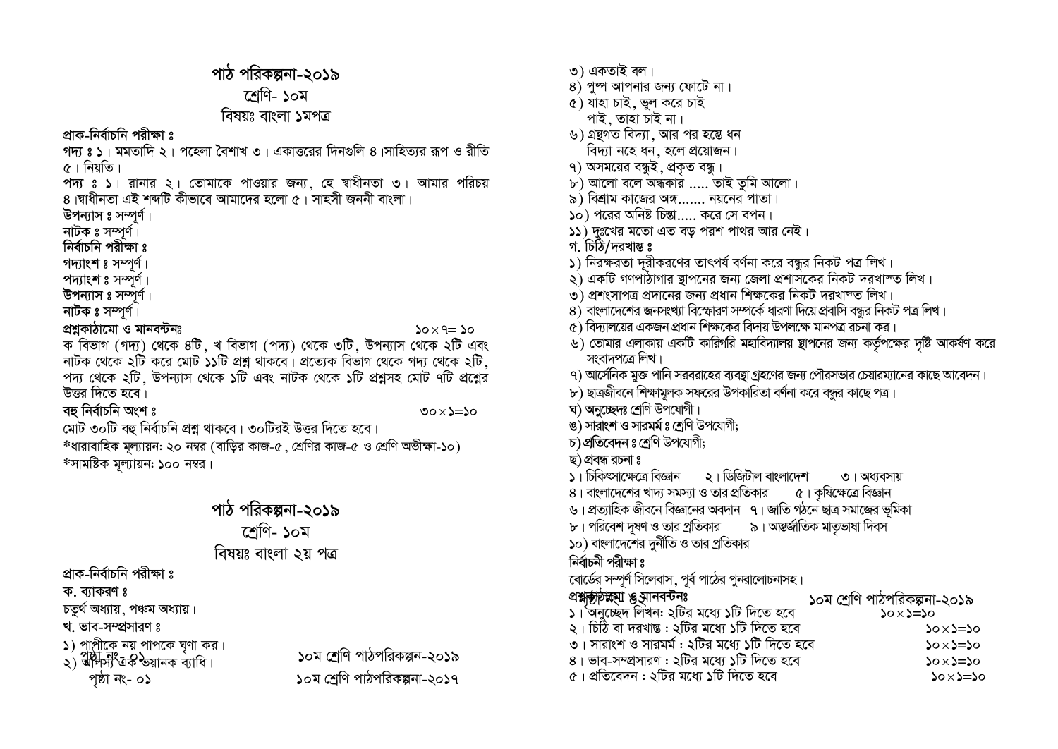# পাঠ পরিকল্পনা-২০১৯

## শ্রেণি- ১০ম

## বিষয়ঃ বাংলা ১মপত্র

**প্রাক-নির্বাচনি পরীক্ষা ঃ**

**গদ্য ঃ** ১। মমতাদি ২। পহেলা বৈশাখ ৩। একাত্তরের দিনগুলি ৪।সাহিত্যের রূপ ও রীতি ৫। নিয়তি।

**পদ্য ঃ** ১। রানার ২। তোমাকে পাওয়ার জন্য, হে স্বাধীনতা ৩। আমার পরিচয় ৪।স্বাধীনতা এই শব্দটি কীভাবে আমাদের হলো ৫। সাহসী জননী বাংলা।

**উপন্যাস ঃ** সম্পূর্ণ।

**নাটক ঃ** সম্পূর্ণ।

**নির্বাচনি পরীক্ষা ঃ**

**গদ্যাংশ ঃ** সম্পূর্ণ।

**পদ্যাংশ ঃ** সম্পূর্ণ।

**উপন্যাস ঃ** সম্পূর্ণ।

**নাটক ঃ** সম্পূর্ণ।

**প্রশ্নকাঠামো ও মানবন্টনঃ** ১০×৭= ১০

ক বিভাগ (গদ্য) থেকে ৪টি, খ বিভাগ (পদ্য) থেকে ৩টি, উপন্যাস থেকে ২টি এবং নাটক থেকে ২টি করে মোট ১১টি প্রশ্ন থাকবে। প্রত্যেক বিভাগ থেকে গদ্য থেকে ২টি, পদ্য থেকে ২টি, উপন্যাস থেকে ১টি এবং নাটক থেকে ১টি প্রশ্নসহ মোট ৭টি প্রশ্নের উত্তর দিতে হবে।

**বহু নির্বাচনি অংশ ঃ** ৩০×১=১০

মোট ৩০টি বহু নির্বাচনি প্রশ্ন থাকবে। ৩০টিরই উত্তর দিতে হবে।

*ধারাবাহিক মূল্যায়ন: ২০ নম্বর (বাড়ির কাজ-৫, শ্রেণির কাজ-৫ ও শ্রেণি অভীক্ষা-১০)

*সামষ্টিক মূল্যায়ন: ১০০ নম্বর।

# পাঠ পরিকল্পনা-২০১৯

## শ্রেণি- ১০ম

## বিষয়ঃ বাংলা ২য় পত্র

**প্রাক-নির্বাচনি পরীক্ষা ঃ**

**ক. ব্যাকরণ ঃ**

চতুর্থ অধ্যায়, পঞ্চম অধ্যায়।

**খ. ভাব-সম্প্রসারণ ঃ**

১) পাপীকে নয় পাপকে ঘৃণা কর।
২) আলস্য এক ভয়ানক ব্যাধি।
৩) একতাই বল।
৪) পুষ্প আপনার জন্য ফোটে না।
৫) যাহা চাই, ভুল করে চাই
   পাই, তাহা চাই না।
৬) গ্রন্থগত বিদ্যা, আর পর হস্তে ধন
   বিদ্যা নহে ধন, হলে প্রয়োজন।
৭) অসময়ের বন্ধুই, প্রকৃত বন্ধু।
৮) আলো বলে অন্ধকার ..... তাই তুমি আলো।
৯) বিশ্রাম কাজের অঙ্গ....... নয়নের পাতা।
১০) পরের অনিষ্ট চিন্তা..... করে সে বপন।
১১) দুঃখের মতো এত বড় পরশ পাথর আর নেই।

**গ. চিঠি/দরখাস্ত ঃ**

১) নিরক্ষরতা দূরীকরণের তাৎপর্য বর্ণনা করে বন্ধুর নিকট পত্র লিখ।
২) একটি গণপাঠাগার স্থাপনের জন্য জেলা প্রশাসকের নিকট দরখাস্ত লিখ।
৩) প্রশংসাপত্র প্রদানের জন্য প্রধান শিক্ষকের নিকট দরখাস্ত লিখ।
৪) বাংলাদেশের জনসংখ্যা বিস্ফোরণ সম্পর্কে ধারণা দিয়ে প্রবাসি বন্ধুর নিকট পত্র লিখ।
৫) বিদ্যালয়ের একজন প্রধান শিক্ষকের বিদায় উপলক্ষে মানপত্র রচনা কর।
৬) তোমার এলাকায় একটি কারিগরি মহাবিদ্যালয় স্থাপনের জন্য কর্তৃপক্ষের দৃষ্টি আকর্ষণ করে সংবাদপত্রে লিখ।
৭) আর্সেনিক মুক্ত পানি সরবরাহের ব্যবস্থা গ্রহণের জন্য পৌরসভার চেয়ারম্যানের কাছে আবেদন।
৮) ছাত্রজীবনে শিক্ষামূলক সফরের উপকারিতা বর্ণনা করে বন্ধুর কাছে পত্র।

**ঘ) অনুচ্ছেদঃ** শ্রেণি উপযোগী।

**ঙ) সারাংশ ও সারমর্ম ঃ** শ্রেণি উপযোগী;

**চ) প্রতিবেদন ঃ** শ্রেণি উপযোগী;

**ছ) প্রবন্ধ রচনা ঃ**

১। চিকিৎসাক্ষেত্রে বিজ্ঞান ২। ডিজিটাল বাংলাদেশ ৩। অধ্যবসায়
৪। বাংলাদেশের খাদ্য সমস্যা ও তার প্রতিকার ৫। কৃষিক্ষেত্রে বিজ্ঞান
৬। প্রত্যাহিক জীবনে বিজ্ঞানের অবদান ৭। জাতি গঠনে ছাত্র সমাজের ভূমিকা
৮। পরিবেশ দূষণ ও তার প্রতিকার ৯। আন্তর্জাতিক মাতৃভাষা দিবস
১০) বাংলাদেশের দুর্নীতি ও তার প্রতিকার

**নির্বাচনী পরীক্ষা ঃ**

বোর্ডের সম্পূর্ণ সিলেবাস, পূর্ব পাঠের পুনরালোচনাসহ।

**প্রশ্নকাঠামো ও মানবন্টনঃ**

১। অনুচ্ছেদ লিখন: ২টির মধ্যে ১টি দিতে হবে ১০×১=১০
২। চিঠি বা দরখাস্ত : ২টির মধ্যে ১টি দিতে হবে ১০×১=১০
৩। সারাংশ ও সারমর্ম : ২টির মধ্যে ১টি দিতে হবে ১০×১=১০
৪। ভাব-সম্প্রসারণ : ২টির মধ্যে ১টি দিতে হবে ১০×১=১০
৫। প্রতিবেদন : ২টির মধ্যে ১টি দিতে হবে ১০×১=১০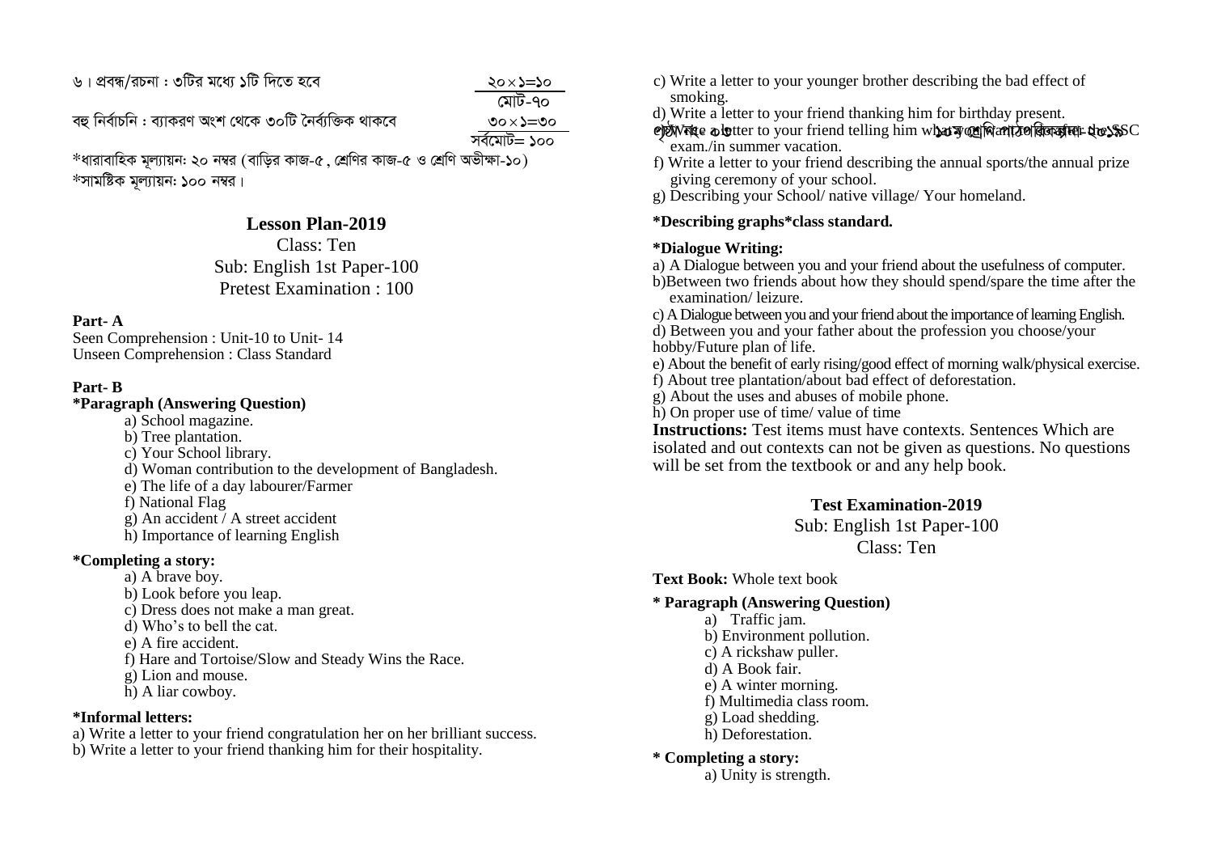৬। প্রবন্ধ/রচনা : ৩টির মধ্যে ১টি দিতে হবে ২০×১=১০

মোট-৭০

বহু নির্বাচনি : ব্যাকরণ অংশ থেকে ৩০টি নৈর্ব্যক্তিক থাকবে ৩০×১=৩০

সর্বমোট= ১০০

*ধারাবাহিক মূল্যায়ন: ২০ নম্বর (বাড়ির কাজ-৫ , শ্রেণির কাজ-৫ ও শ্রেণি অভীক্ষা-১০)

*সামষ্টিক মূল্যায়ন: ১০০ নম্বর।

## Lesson Plan-2019

Class: Ten

Sub: English 1st Paper-100

Pretest Examination : 100

**Part- A**

Seen Comprehension : Unit-10 to Unit- 14

Unseen Comprehension : Class Standard

**Part- B**

**\*Paragraph (Answering Question)**

- a) School magazine.
- b) Tree plantation.
- c) Your School library.
- d) Woman contribution to the development of Bangladesh.
- e) The life of a day labourer/Farmer
- f) National Flag
- g) An accident / A street accident
- h) Importance of learning English

**\*Completing a story:**

- a) A brave boy.
- b) Look before you leap.
- c) Dress does not make a man great.
- d) Who's to bell the cat.
- e) A fire accident.
- f) Hare and Tortoise/Slow and Steady Wins the Race.
- g) Lion and mouse.
- h) A liar cowboy.

**\*Informal letters:**

a) Write a letter to your friend congratulation her on her brilliant success.

b) Write a letter to your friend thanking him for their hospitality.

c) Write a letter to your younger brother describing the bad effect of smoking.

d) Write a letter to your friend thanking him for birthday present.

e) Write a letter to your friend telling him what you will do after the SSC exam./in summer vacation.

f) Write a letter to your friend describing the annual sports/the annual prize giving ceremony of your school.

g) Describing your School/ native village/ Your homeland.

**\*Describing graphs\*class standard.**

**\*Dialogue Writing:**

a) A Dialogue between you and your friend about the usefulness of computer.

b)Between two friends about how they should spend/spare the time after the examination/ leizure.

c) A Dialogue between you and your friend about the importance of learning English.

d) Between you and your father about the profession you choose/your hobby/Future plan of life.

e) About the benefit of early rising/good effect of morning walk/physical exercise.

f) About tree plantation/about bad effect of deforestation.

g) About the uses and abuses of mobile phone.

h) On proper use of time/ value of time

**Instructions:** Test items must have contexts. Sentences Which are isolated and out contexts can not be given as questions. No questions will be set from the textbook or and any help book.

## Test Examination-2019

Sub: English 1st Paper-100

Class: Ten

**Text Book:** Whole text book

**\* Paragraph (Answering Question)**

- a) Traffic jam.
- b) Environment pollution.
- c) A rickshaw puller.
- d) A Book fair.
- e) A winter morning.
- f) Multimedia class room.
- g) Load shedding.
- h) Deforestation.

**\* Completing a story:**

- a) Unity is strength.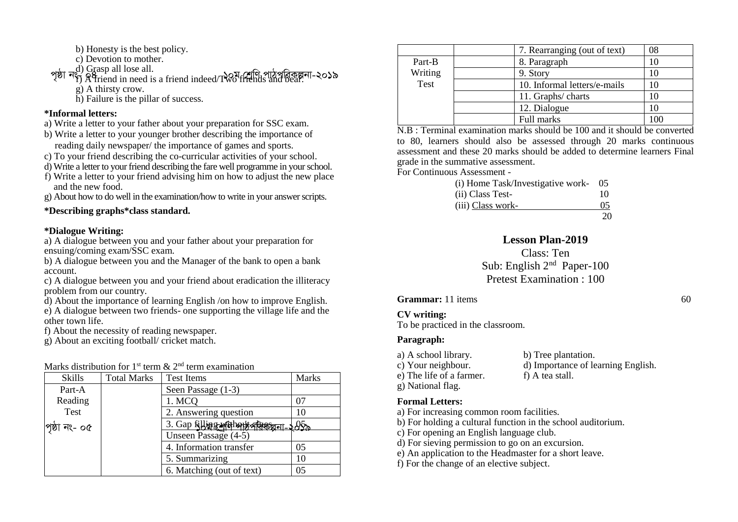b) Honesty is the best policy.
c) Devotion to mother.
d) Grasp all lose all.
f) A friend in need is a friend indeed/Two friends and bear.
g) A thirsty crow.
h) Failure is the pillar of success.

**\*Informal letters:**

a) Write a letter to your father about your preparation for SSC exam.
b) Write a letter to your younger brother describing the importance of reading daily newspaper/ the importance of games and sports.
c) To your friend describing the co-curricular activities of your school.
d) Write a letter to your friend describing the fare well programme in your school.
f) Write a letter to your friend advising him on how to adjust the new place and the new food.
g) About how to do well in the examination/how to write in your answer scripts.

**\*Describing graphs\*class standard.**

**\*Dialogue Writing:**

a) A dialogue between you and your father about your preparation for ensuing/coming exam/SSC exam.
b) A dialogue between you and the Manager of the bank to open a bank account.
c) A dialogue between you and your friend about eradication the illiteracy problem from our country.
d) About the importance of learning English /on how to improve English.
e) A dialogue between two friends- one supporting the village life and the other town life.
f) About the necessity of reading newspaper.
g) About an exciting football/ cricket match.

Marks distribution for 1st term & 2nd term examination

| Skills | Total Marks | Test Items | Marks |
|---|---|---|---|
| Part-A Reading Test | | Seen Passage (1-3) | |
| | | 1. MCQ | 07 |
| | | 2. Answering question | 10 |
| | | 3. Gap filling without clues | 05 |
| | | Unseen Passage (4-5) | |
| | | 4. Information transfer | 05 |
| | | 5. Summarizing | 10 |
| | | 6. Matching (out of text) | 05 |
| | | 7. Rearranging (out of text) | 08 |
| Part-B Writing Test | | 8. Paragraph | 10 |
| | | 9. Story | 10 |
| | | 10. Informal letters/e-mails | 10 |
| | | 11. Graphs/ charts | 10 |
| | | 12. Dialogue | 10 |
| | | Full marks | 100 |

N.B : Terminal examination marks should be 100 and it should be converted to 80, learners should also be assessed through 20 marks continuous assessment and these 20 marks should be added to determine learners Final grade in the summative assessment.

For Continuous Assessment -

(i) Home Task/Investigative work- 05
(ii) Class Test- 10
(iii) Class work- 05
20

## Lesson Plan-2019

Class: Ten
Sub: English 2nd Paper-100
Pretest Examination : 100

**Grammar:** 11 items 60

**CV writing:**
To be practiced in the classroom.

**Paragraph:**

a) A school library.
b) Tree plantation.
c) Your neighbour.
d) Importance of learning English.
e) The life of a farmer.
f) A tea stall.
g) National flag.

**Formal Letters:**

a) For increasing common room facilities.
b) For holding a cultural function in the school auditorium.
c) For opening an English language club.
d) For sieving permission to go on an excursion.
e) An application to the Headmaster for a short leave.
f) For the change of an elective subject.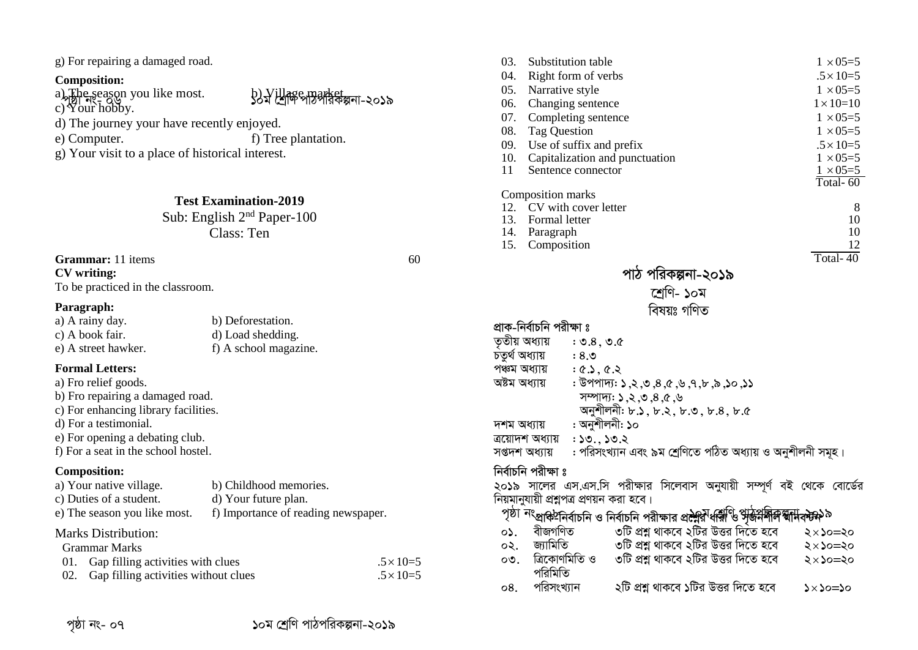g) For repairing a damaged road.

**Composition:**

a) The season you like most. b) Village market.

c) Your hobby.

d) The journey your have recently enjoyed.

e) Computer. f) Tree plantation.

g) Your visit to a place of historical interest.

## Test Examination-2019

Sub: English 2nd Paper-100

Class: Ten

**Grammar:** 11 items 60

**CV writing:**

To be practiced in the classroom.

**Paragraph:**

a) A rainy day. b) Deforestation.

c) A book fair. d) Load shedding.

e) A street hawker. f) A school magazine.

**Formal Letters:**

a) Fro relief goods.

b) Fro repairing a damaged road.

c) For enhancing library facilities.

d) For a testimonial.

e) For opening a debating club.

f) For a seat in the school hostel.

**Composition:**

a) Your native village. b) Childhood memories.

c) Duties of a student. d) Your future plan.

e) The season you like most. f) Importance of reading newspaper.

Marks Distribution:

Grammar Marks

| | | |
|---|---|---|
| 01. | Gap filling activities with clues | $.5\times10=5$ |
| 02. | Gap filling activities without clues | $.5\times10=5$ |
| 03. | Substitution table | $1\times05=5$ |
| 04. | Right form of verbs | $.5\times10=5$ |
| 05. | Narrative style | $1\times05=5$ |
| 06. | Changing sentence | $1\times10=10$ |
| 07. | Completing sentence | $1\times05=5$ |
| 08. | Tag Question | $1\times05=5$ |
| 09. | Use of suffix and prefix | $.5\times10=5$ |
| 10. | Capitalization and punctuation | $1\times05=5$ |
| 11 | Sentence connector | $1\times05=5$ |
| | | Total- 60 |

Composition marks

| | | |
|---|---|---|
| 12. | CV with cover letter | 8 |
| 13. | Formal letter | 10 |
| 14. | Paragraph | 10 |
| 15. | Composition | 12 |
| | | Total- 40 |

## পাঠ পরিকল্পনা-২০১৯

শ্রেণি- ১০ম

বিষয়ঃ গণিত

**প্রাক-নির্বাচনি পরীক্ষা ঃ**

তৃতীয় অধ্যায় : ৩.৪ , ৩.৫

চতুর্থ অধ্যায় : ৪.৩

পঞ্চম অধ্যায় : ৫.১ , ৫.২

অষ্টম অধ্যায় : উপপাদ্য: ১ ,২ ,৩ ,৪ ,৫ ,৬ ,৭ ,৮ ,৯ ,১০ ,১১

সম্পাদ্য: ১ ,২ ,৩ ,৪ ,৫ ,৬

অনুশীলনী: ৮.১ , ৮.২ , ৮.৩ , ৮.৪ , ৮.৫

দশম অধ্যায় : অনুশীলনী: ১০

ত্রয়োদশ অধ্যায় : ১৩., ১৩.২

সপ্তদশ অধ্যায় : পরিসংখ্যান এবং ৯ম শ্রেণিতে পঠিত অধ্যায় ও অনুশীলনী সমূহ।

**নির্বাচনি পরীক্ষা ঃ**

২০১৯ সালের এস.এস.সি পরীক্ষার সিলেবাস অনুযায়ী সম্পূর্ণ বই থেকে বোর্ডের নিয়মানুযায়ী প্রশ্নপত্র প্রণয়ন করা হবে।

**প্রাক-নির্বাচনি ও নির্বাচনি পরীক্ষার প্রশ্নের ধারা ও সৃজনশীল মানবণ্টন**

| | | | |
|---|---|---|---|
| ০১. | বীজগণিত | ৩টি প্রশ্ন থাকবে ২টির উত্তর দিতে হবে | ২×১০=২০ |
| ০২. | জ্যামিতি | ৩টি প্রশ্ন থাকবে ২টির উত্তর দিতে হবে | ২×১০=২০ |
| ০৩. | ত্রিকোণমিতি ও পরিমিতি | ৩টি প্রশ্ন থাকবে ২টির উত্তর দিতে হবে | ২×১০=২০ |
| ০৪. | পরিসংখ্যান | ২টি প্রশ্ন থাকবে ১টির উত্তর দিতে হবে | ১×১০=১০ |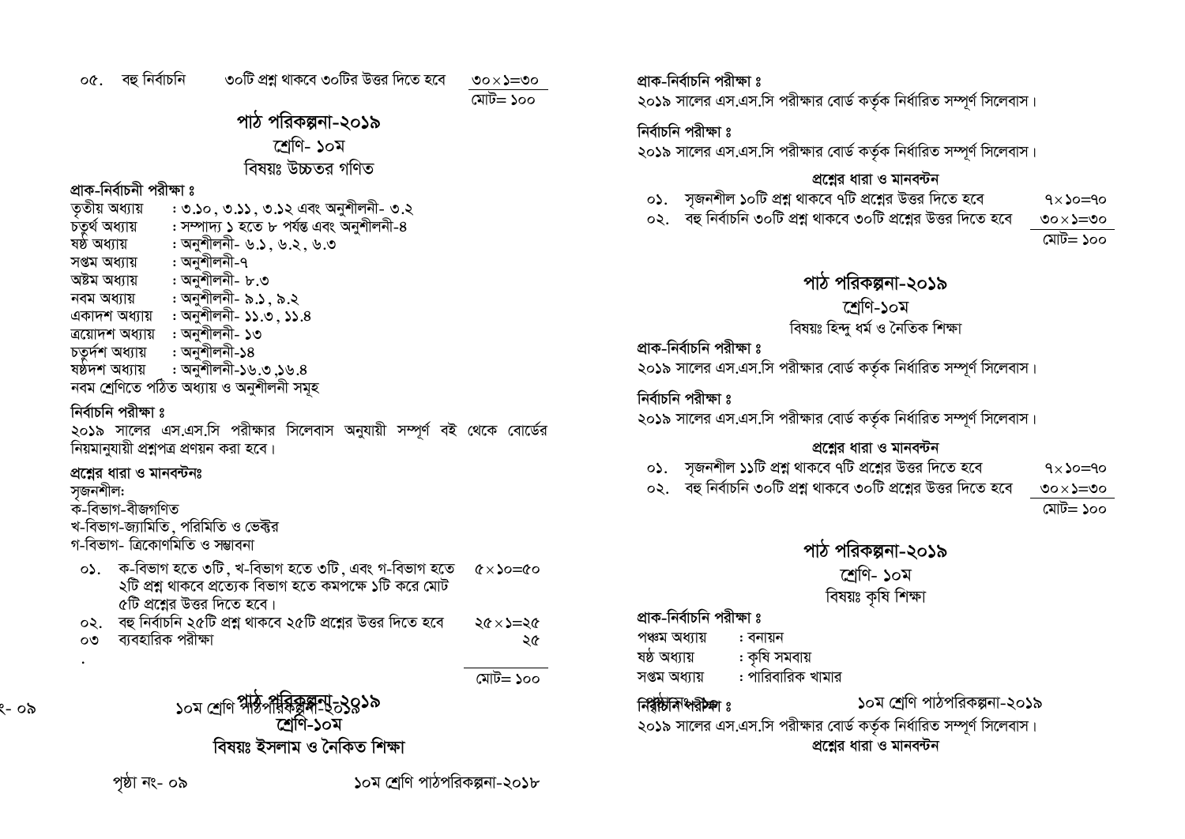| ০৫. | বহু নির্বাচনি | ৩০টি প্রশ্ন থাকবে ৩০টির উত্তর দিতে হবে | ৩০×১=৩০ |
|---|---|---|---|
| | | | মোট= ১০০ |

## পাঠ পরিকল্পনা-২০১৯

### শ্রেণি- ১০ম

### বিষয়ঃ উচ্চতর গণিত

**প্রাক-নির্বাচনী পরীক্ষা ঃ**

| | |
|---|---|
| তৃতীয় অধ্যায় | : ৩.১০, ৩.১১, ৩.১২ এবং অনুশীলনী- ৩.২ |
| চতুর্থ অধ্যায় | : সম্পাদ্য ১ হতে ৮ পর্যন্ত এবং অনুশীলনী-৪ |
| ষষ্ঠ অধ্যায় | : অনুশীলনী- ৬.১, ৬.২, ৬.৩ |
| সপ্তম অধ্যায় | : অনুশীলনী-৭ |
| অষ্টম অধ্যায় | : অনুশীলনী- ৮.৩ |
| নবম অধ্যায় | : অনুশীলনী- ৯.১, ৯.২ |
| একাদশ অধ্যায় | : অনুশীলনী- ১১.৩, ১১.৪ |
| ত্রয়োদশ অধ্যায় | : অনুশীলনী- ১৩ |
| চতুর্দশ অধ্যায় | : অনুশীলনী-১৪ |
| ষষ্ঠদশ অধ্যায় | : অনুশীলনী-১৬.৩,১৬.৪ |

নবম শ্রেণিতে পঠিত অধ্যায় ও অনুশীলনী সমূহ

**নির্বাচনি পরীক্ষা ঃ**

২০১৯ সালের এস.এস.সি পরীক্ষার সিলেবাস অনুযায়ী সম্পূর্ণ বই থেকে বোর্ডের নিয়মানুযায়ী প্রশ্নপত্র প্রণয়ন করা হবে।

**প্রশ্নের ধারা ও মানবন্টনঃ**

সৃজনশীল:

ক-বিভাগ-বীজগণিত

খ-বিভাগ-জ্যামিতি, পরিমিতি ও ভেক্টর

গ-বিভাগ- ত্রিকোণমিতি ও সম্ভাবনা

| | | |
|---|---|---|
| ০১. | ক-বিভাগ হতে ৩টি, খ-বিভাগ হতে ৩টি, এবং গ-বিভাগ হতে ২টি প্রশ্ন থাকবে প্রত্যেক বিভাগ হতে কমপক্ষে ১টি করে মোট ৫টি প্রশ্নের উত্তর দিতে হবে। | ৫×১০=৫০ |
| ০২. | বহু নির্বাচনি ২৫টি প্রশ্ন থাকবে ২৫টি প্রশ্নের উত্তর দিতে হবে | ২৫×১=২৫ |
| ০৩ | ব্যবহারিক পরীক্ষা | ২৫ |
| | | মোট= ১০০ |

## পাঠ পরিকল্পনা-২০১৯

### শ্রেণি-১০ম

### বিষয়ঃ ইসলাম ও নৈকিত শিক্ষা

**প্রাক-নির্বাচনি পরীক্ষা ঃ**

২০১৯ সালের এস.এস.সি পরীক্ষার বোর্ড কর্তৃক নির্ধারিত সম্পূর্ণ সিলেবাস।

**নির্বাচনি পরীক্ষা ঃ**

২০১৯ সালের এস.এস.সি পরীক্ষার বোর্ড কর্তৃক নির্ধারিত সম্পূর্ণ সিলেবাস।

**প্রশ্নের ধারা ও মানবন্টন**

| | | |
|---|---|---|
| ০১. | সৃজনশীল ১০টি প্রশ্ন থাকবে ৭টি প্রশ্নের উত্তর দিতে হবে | ৭×১০=৭০ |
| ০২. | বহু নির্বাচনি ৩০টি প্রশ্ন থাকবে ৩০টি প্রশ্নের উত্তর দিতে হবে | ৩০×১=৩০ |
| | | মোট= ১০০ |

## পাঠ পরিকল্পনা-২০১৯

### শ্রেণি-১০ম

### বিষয়ঃ হিন্দু ধর্ম ও নৈতিক শিক্ষা

**প্রাক-নির্বাচনি পরীক্ষা ঃ**

২০১৯ সালের এস.এস.সি পরীক্ষার বোর্ড কর্তৃক নির্ধারিত সম্পূর্ণ সিলেবাস।

**নির্বাচনি পরীক্ষা ঃ**

২০১৯ সালের এস.এস.সি পরীক্ষার বোর্ড কর্তৃক নির্ধারিত সম্পূর্ণ সিলেবাস।

**প্রশ্নের ধারা ও মানবন্টন**

| | | |
|---|---|---|
| ০১. | সৃজনশীল ১১টি প্রশ্ন থাকবে ৭টি প্রশ্নের উত্তর দিতে হবে | ৭×১০=৭০ |
| ০২. | বহু নির্বাচনি ৩০টি প্রশ্ন থাকবে ৩০টি প্রশ্নের উত্তর দিতে হবে | ৩০×১=৩০ |
| | | মোট= ১০০ |

## পাঠ পরিকল্পনা-২০১৯

### শ্রেণি- ১০ম

### বিষয়ঃ কৃষি শিক্ষা

**প্রাক-নির্বাচনি পরীক্ষা ঃ**

| | |
|---|---|
| পঞ্চম অধ্যায় | : বনায়ন |
| ষষ্ঠ অধ্যায় | : কৃষি সমবায় |
| সপ্তম অধ্যায় | : পারিবারিক খামার |

**নির্বাচনি পরীক্ষা ঃ**

২০১৯ সালের এস.এস.সি পরীক্ষার বোর্ড কর্তৃক নির্ধারিত সম্পূর্ণ সিলেবাস।

**প্রশ্নের ধারা ও মানবন্টন**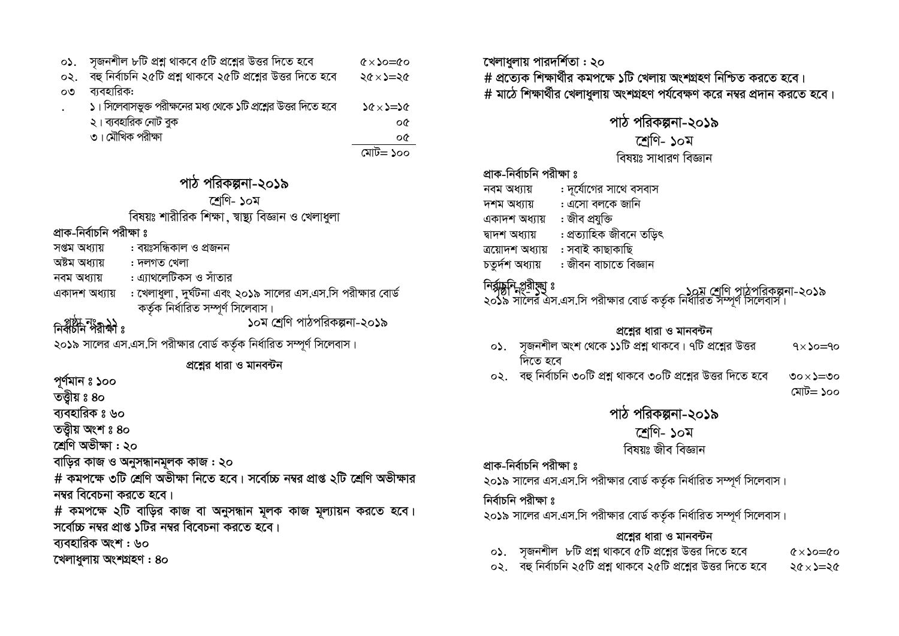| | | |
|---|---|---|
| ০১. | সৃজনশীল ৮টি প্রশ্ন থাকবে ৫টি প্রশ্নের উত্তর দিতে হবে | ৫×১০=৫০ |
| ০২. | বহু নির্বাচনি ২৫টি প্রশ্ন থাকবে ২৫টি প্রশ্নের উত্তর দিতে হবে | ২৫×১=২৫ |
| ০৩ | ব্যবহারিক: | |
| . | ১। সিলেবাসভুক্ত পরীক্ষনের মধ্য থেকে ১টি প্রশ্নের উত্তর দিতে হবে | ১৫×১=১৫ |
| | ২। ব্যবহারিক নোট বুক | ০৫ |
| | ৩। মৌখিক পরীক্ষা | ০৫ |
| | | মোট= ১০০ |

## পাঠ পরিকল্পনা-২০১৯

শ্রেণি- ১০ম

বিষয়ঃ শারীরিক শিক্ষা, স্বাস্থ্য বিজ্ঞান ও খেলাধুলা

**প্রাক-নির্বাচনি পরীক্ষা ঃ**

সপ্তম অধ্যায় : বয়ঃসন্ধিকাল ও প্রজনন

অষ্টম অধ্যায় : দলগত খেলা

নবম অধ্যায় : এ্যাথলেটিকস ও সাঁতার

একাদশ অধ্যায় : খেলাধুলা, দুর্ঘটনা এবং ২০১৯ সালের এস.এস.সি পরীক্ষার বোর্ড কর্তৃক নির্ধারিত সম্পূর্ণ সিলেবাস।

**নির্বাচনি পরীক্ষা ঃ**

২০১৯ সালের এস.এস.সি পরীক্ষার বোর্ড কর্তৃক নির্ধারিত সম্পূর্ণ সিলেবাস।

**প্রশ্নের ধারা ও মানবন্টন**

**পূর্ণমান ঃ ১০০**

**তত্ত্বীয় ঃ ৪০**

**ব্যবহারিক ঃ ৬০**

**তত্ত্বীয় অংশ ঃ ৪০**

**শ্রেণি অভীক্ষা : ২০**

**বাড়ির কাজ ও অনুসন্ধানমূলক কাজ : ২০**

**# কমপক্ষে ৩টি শ্রেণি অভীক্ষা নিতে হবে। সর্বোচ্চ নম্বর প্রাপ্ত ২টি শ্রেণি অভীক্ষার নম্বর বিবেচনা করতে হবে।**

**# কমপক্ষে ২টি বাড়ির কাজ বা অনুসন্ধান মূলক কাজ মূল্যায়ন করতে হবে। সর্বোচ্চ নম্বর প্রাপ্ত ১টির নম্বর বিবেচনা করতে হবে।**

**ব্যবহারিক অংশ : ৬০**

**খেলাধুলায় অংশগ্রহণ : ৪০**

**খেলাধুলায় পারদর্শিতা : ২০**

**# প্রত্যেক শিক্ষার্থীর কমপক্ষে ১টি খেলায় অংশগ্রহণ নিশ্চিত করতে হবে।**

**# মাঠে শিক্ষার্থীর খেলাধুলায় অংশগ্রহণ পর্যবেক্ষণ করে নম্বর প্রদান করতে হবে।**

## পাঠ পরিকল্পনা-২০১৯

শ্রেণি- ১০ম

বিষয়ঃ সাধারণ বিজ্ঞান

**প্রাক-নির্বাচনি পরীক্ষা ঃ**

নবম অধ্যায় : দূর্যোগের সাথে বসবাস

দশম অধ্যায় : এসো বলকে জানি

একাদশ অধ্যায় : জীব প্রযুক্তি

দ্বাদশ অধ্যায় : প্রত্যাহিক জীবনে তড়িৎ

ত্রয়োদশ অধ্যায় : সবাই কাছাকাছি

চতুর্দশ অধ্যায় : জীবন বাচাতে বিজ্ঞান

**নির্বাচনি পরীক্ষা ঃ**

২০১৯ সালের এস.এস.সি পরীক্ষার বোর্ড কর্তৃক নির্ধারিত সম্পূর্ণ সিলেবাস।

**প্রশ্নের ধারা ও মানবন্টন**

| | | |
|---|---|---|
| ০১. | সৃজনশীল অংশ থেকে ১১টি প্রশ্ন থাকবে। ৭টি প্রশ্নের উত্তর দিতে হবে | ৭×১০=৭০ |
| ০২. | বহু নির্বাচনি ৩০টি প্রশ্ন থাকবে ৩০টি প্রশ্নের উত্তর দিতে হবে | ৩০×১=৩০ |
| | | মোট= ১০০ |

## পাঠ পরিকল্পনা-২০১৯

শ্রেণি- ১০ম

বিষয়ঃ জীব বিজ্ঞান

**প্রাক-নির্বাচনি পরীক্ষা ঃ**

২০১৯ সালের এস.এস.সি পরীক্ষার বোর্ড কর্তৃক নির্ধারিত সম্পূর্ণ সিলেবাস।

**নির্বাচনি পরীক্ষা ঃ**

২০১৯ সালের এস.এস.সি পরীক্ষার বোর্ড কর্তৃক নির্ধারিত সম্পূর্ণ সিলেবাস।

**প্রশ্নের ধারা ও মানবন্টন**

| | | |
|---|---|---|
| ০১. | সৃজনশীল ৮টি প্রশ্ন থাকবে ৫টি প্রশ্নের উত্তর দিতে হবে | ৫×১০=৫০ |
| ০২. | বহু নির্বাচনি ২৫টি প্রশ্ন থাকবে ২৫টি প্রশ্নের উত্তর দিতে হবে | ২৫×১=২৫ |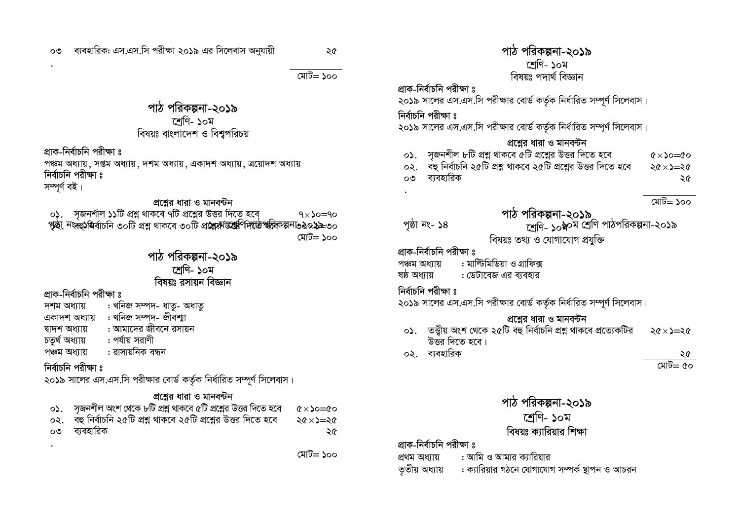| | | |
|---|---|---|
| ০৩ | ব্যবহারিক: এস.এস.সি পরীক্ষা ২০১৯ এর সিলেবাস অনুযায়ী | ২৫ |
| | | মোট= ১০০ |

## পাঠ পরিকল্পনা-২০১৯

শ্রেণি- ১০ম

বিষয়ঃ বাংলাদেশ ও বিশ্বপরিচয়

**প্রাক-নির্বাচনি পরীক্ষা ঃ**

পঞ্চম অধ্যায়, সপ্তম অধ্যায়, দশম অধ্যায়, একাদশ অধ্যায়, ত্রয়োদশ অধ্যায়

**নির্বাচনি পরীক্ষা ঃ**

সম্পূর্ণ বই।

**প্রশ্নের ধারা ও মানবন্টন**

| | | |
|---|---|---|
| ০১. | সৃজনশীল ১১টি প্রশ্ন থাকবে ৭টি প্রশ্নের উত্তর দিতে হবে | ৭×১০=৭০ |
| ০২. | বহু নির্বাচনি ৩০টি প্রশ্ন থাকবে ৩০টি প্রশ্নের উত্তর দিতে হবে | ৩০×১=৩০ |
| | | মোট= ১০০ |

## পাঠ পরিকল্পনা-২০১৯

শ্রেণি- ১০ম

বিষয়ঃ রসায়ন বিজ্ঞান

**প্রাক-নির্বাচনি পরীক্ষা ঃ**

দশম অধ্যায় : খনিজ সম্পদ- ধাতু- অধাতু
একাদশ অধ্যায় : খনিজ সম্পদ- জীবশ্মা
দ্বাদশ অধ্যায় : আমাদের জীবনে রসায়ন
চতুর্থ অধ্যায় : পর্যায় সরাণী
পঞ্চম অধ্যায় : রাসায়নিক বন্ধন

**নির্বাচনি পরীক্ষা ঃ**

২০১৯ সালের এস.এস.সি পরীক্ষার বোর্ড কর্তৃক নির্ধারিত সম্পূর্ণ সিলেবাস।

**প্রশ্নের ধারা ও মানবন্টন**

| | | |
|---|---|---|
| ০১. | সৃজনশীল অংশ থেকে ৮টি প্রশ্ন থাকবে ৫টি প্রশ্নের উত্তর দিতে হবে | ৫×১০=৫০ |
| ০২. | বহু নির্বাচনি ২৫টি প্রশ্ন থাকবে ২৫টি প্রশ্নের উত্তর দিতে হবে | ২৫×১=২৫ |
| ০৩ | ব্যবহারিক | ২৫ |
| | | মোট= ১০০ |

## পাঠ পরিকল্পনা-২০১৯

শ্রেণি- ১০ম

বিষয়ঃ পদার্থ বিজ্ঞান

**প্রাক-নির্বাচনি পরীক্ষা ঃ**

২০১৯ সালের এস.এস.সি পরীক্ষার বোর্ড কর্তৃক নির্ধারিত সম্পূর্ণ সিলেবাস।

**নির্বাচনি পরীক্ষা ঃ**

২০১৯ সালের এস.এস.সি পরীক্ষার বোর্ড কর্তৃক নির্ধারিত সম্পূর্ণ সিলেবাস।

**প্রশ্নের ধারা ও মানবন্টন**

| | | |
|---|---|---|
| ০১. | সৃজনশীল ৮টি প্রশ্ন থাকবে ৫টি প্রশ্নের উত্তর দিতে হবে | ৫×১০=৫০ |
| ০২. | বহু নির্বাচনি ২৫টি প্রশ্ন থাকবে ২৫টি প্রশ্নের উত্তর দিতে হবে | ২৫×১=২৫ |
| ০৩ | ব্যবহারিক | ২৫ |
| | | মোট= ১০০ |

## পাঠ পরিকল্পনা-২০১৯

শ্রেণি- ১০ম

বিষয়ঃ তথ্য ও যোগাযোগ প্রযুক্তি

**প্রাক-নির্বাচনি পরীক্ষা ঃ**

পঞ্চম অধ্যায় : মাল্টিমিডিয়া ও গ্রাফিক্স
ষষ্ঠ অধ্যায় : ডেটাবেজ এর ব্যবহার

**নির্বাচনি পরীক্ষা ঃ**

২০১৯ সালের এস.এস.সি পরীক্ষার বোর্ড কর্তৃক নির্ধারিত সম্পূর্ণ সিলেবাস।

**প্রশ্নের ধারা ও মানবন্টন**

| | | |
|---|---|---|
| ০১. | তত্ত্বীয় অংশ থেকে ২৫টি বহু নির্বাচনি প্রশ্ন থাকবে প্রত্যেকটির উত্তর দিতে হবে। | ২৫×১=২৫ |
| ০২. | ব্যবহারিক | ২৫ |
| | | মোট= ৫০ |

## পাঠ পরিকল্পনা-২০১৯

শ্রেণি- ১০ম

বিষয়ঃ ক্যারিয়ার শিক্ষা

**প্রাক-নির্বাচনি পরীক্ষা ঃ**

প্রথম অধ্যায় : আমি ও আমার ক্যারিয়ার
তৃতীয় অধ্যায় : ক্যারিয়ার গঠনে যোগাযোগ সম্পর্ক স্থাপন ও আচরন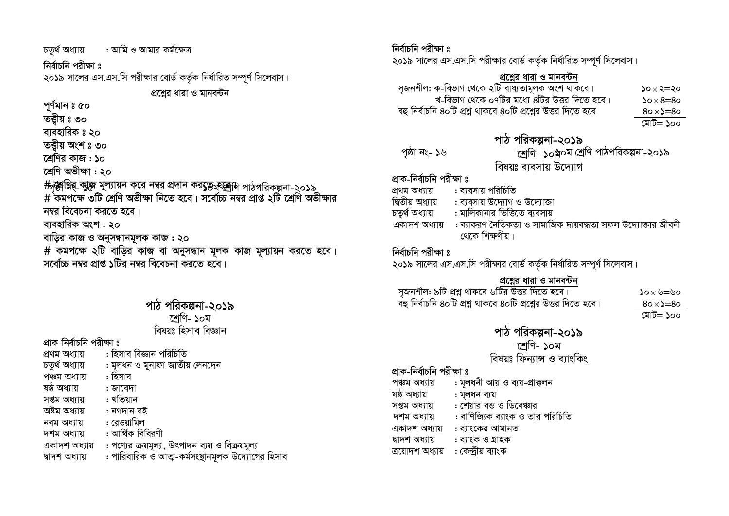চতুর্থ অধ্যায় : আমি ও আমার কর্মক্ষেত্র

নির্বাচনি পরীক্ষা ঃ

২০১৯ সালের এস.এস.সি পরীক্ষার বোর্ড কর্তৃক নির্ধারিত সম্পূর্ণ সিলেবাস।

**প্রশ্নের ধারা ও মানবন্টন**

**পূর্ণমান ঃ ৫০**

**তত্ত্বীয় ঃ ৩০**

**ব্যবহারিক ঃ ২০**

**তত্ত্বীয় অংশ ঃ ৩০**

**শ্রেণির কাজ : ১০**

**শ্রেণি অভীক্ষা : ২০**

**# শ্রেণির কাজ মূল্যায়ন করে নম্বর প্রদান করতে হবে।**

**# কমপক্ষে ৩টি শ্রেণি অভীক্ষা নিতে হবে। সর্বোচ্চ নম্বর প্রাপ্ত ২টি শ্রেণি অভীক্ষার নম্বর বিবেচনা করতে হবে।**

**ব্যবহারিক অংশ : ২০**

**বাড়ির কাজ ও অনুসন্ধানমূলক কাজ : ২০**

**# কমপক্ষে ২টি বাড়ির কাজ বা অনুসন্ধান মূলক কাজ মূল্যায়ন করতে হবে। সর্বোচ্চ নম্বর প্রাপ্ত ১টির নম্বর বিবেচনা করতে হবে।**

## পাঠ পরিকল্পনা-২০১৯

শ্রেণি- ১০ম

বিষয়ঃ হিসাব বিজ্ঞান

প্রাক-নির্বাচনি পরীক্ষা ঃ

| | |
|---|---|
| প্রথম অধ্যায় | : হিসাব বিজ্ঞান পরিচিতি |
| চতুর্থ অধ্যায় | : মূলধন ও মুনাফা জাতীয় লেনদেন |
| পঞ্চম অধ্যায় | : হিসাব |
| ষষ্ঠ অধ্যায় | : জাবেদা |
| সপ্তম অধ্যায় | : খতিয়ান |
| অষ্টম অধ্যায় | : নগদান বই |
| নবম অধ্যায় | : রেওয়ামিল |
| দশম অধ্যায় | : আর্থিক বিবিরণী |
| একাদশ অধ্যায় | : পণ্যের ক্রয়মূল্য, উৎপাদন ব্যয় ও বিক্রয়মূল্য |
| দ্বাদশ অধ্যায় | : পারিবারিক ও আত্ম-কর্মসংস্থানমূলক উদ্যোগের হিসাব |

নির্বাচনি পরীক্ষা ঃ

২০১৯ সালের এস.এস.সি পরীক্ষার বোর্ড কর্তৃক নির্ধারিত সম্পূর্ণ সিলেবাস।

**প্রশ্নের ধারা ও মানবন্টন**

| | |
|---|---|
| সৃজনশীল: ক-বিভাগ থেকে ২টি বাধ্যতামূলক অংশ থাকবে। | ১০×২=২০ |
| খ-বিভাগ থেকে ০৭টির মধ্যে ৪টির উত্তর দিতে হবে। | ১০×৪=৪০ |
| বহু নির্বাচনি ৪০টি প্রশ্ন থাকবে ৪০টি প্রশ্নের উত্তর দিতে হবে | ৪০×১=৪০ |
| | মোট= ১০০ |

## পাঠ পরিকল্পনা-২০১৯

শ্রেণি- ১০ম

বিষয়ঃ ব্যবসায় উদ্যোগ

প্রাক-নির্বাচনি পরীক্ষা ঃ

| | |
|---|---|
| প্রথম অধ্যায় | : ব্যবসায় পরিচিতি |
| দ্বিতীয় অধ্যায় | : ব্যবসায় উদ্যোগ ও উদ্যোক্তা |
| চতুর্থ অধ্যায় | : মালিকানার ভিত্তিতে ব্যবসায় |
| একাদশ অধ্যায় | : ব্যাকরণ নৈতিকতা ও সামাজিক দায়বদ্ধতা সফল উদ্যোক্তার জীবনী থেকে শিক্ষণীয়। |

নির্বাচনি পরীক্ষা ঃ

২০১৯ সালের এস.এস.সি পরীক্ষার বোর্ড কর্তৃক নির্ধারিত সম্পূর্ণ সিলেবাস।

**প্রশ্নের ধারা ও মানবন্টন**

| | |
|---|---|
| সৃজনশীল: ৯টি প্রশ্ন থাকবে ৬টির উত্তর দিতে হবে। | ১০×৬=৬০ |
| বহু নির্বাচনি ৪০টি প্রশ্ন থাকবে ৪০টি প্রশ্নের উত্তর দিতে হবে। | ৪০×১=৪০ |
| | মোট= ১০০ |

## পাঠ পরিকল্পনা-২০১৯

শ্রেণি- ১০ম

বিষয়ঃ ফিন্যান্স ও ব্যাংকিং

প্রাক-নির্বাচনি পরীক্ষা ঃ

| | |
|---|---|
| পঞ্চম অধ্যায় | : মূলধনী আয় ও ব্যয়-প্রাক্কলন |
| ষষ্ঠ অধ্যায় | : মূলধন ব্যয় |
| সপ্তম অধ্যায় | : শেয়ার বন্ড ও ডিবেঞ্চার |
| দশম অধ্যায় | : বাণিজ্যিক ব্যাংক ও তার পরিচিতি |
| একাদশ অধ্যায় | : ব্যাংকের আমানত |
| দ্বাদশ অধ্যায় | : ব্যাংক ও গ্রাহক |
| ত্রয়োদশ অধ্যায় | : কেন্দ্রীয় ব্যাংক |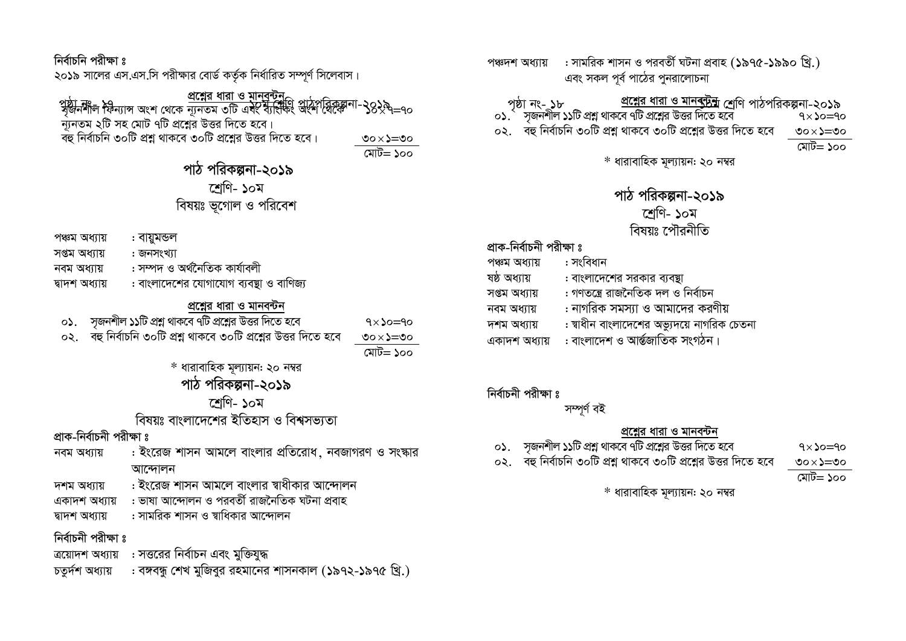নির্বাচনি পরীক্ষা ঃ

২০১৯ সালের এস.এস.সি পরীক্ষার বোর্ড কর্তৃক নির্ধারিত সম্পূর্ণ সিলেবাস।

**প্রশ্নের ধারা ও মানবন্টন**

সৃজনশীল ফিন্যান্স অংশ থেকে ন্যূনতম ৩টি এবং ব্যাংকিং অংশ থেকে ন্যূনতম ২টি সহ মোট ৭টি প্রশ্নের উত্তর দিতে হবে। ১০×৭=৭০

বহু নির্বাচনি ৩০টি প্রশ্ন থাকবে ৩০টি প্রশ্নের উত্তর দিতে হবে। ৩০×১=৩০

মোট= ১০০

## পাঠ পরিকল্পনা-২০১৯

### শ্রেণি- ১০ম

### বিষয়ঃ ভূগোল ও পরিবেশ

| | |
|---|---|
| পঞ্চম অধ্যায় | : বায়ুমন্ডল |
| সপ্তম অধ্যায় | : জনসংখ্যা |
| নবম অধ্যায় | : সম্পদ ও অর্থনৈতিক কার্যাবলী |
| দ্বাদশ অধ্যায় | : বাংলাদেশের যোগাযোগ ব্যবস্থা ও বাণিজ্য |

**প্রশ্নের ধারা ও মানবন্টন**

০১. সৃজনশীল ১১টি প্রশ্ন থাকবে ৭টি প্রশ্নের উত্তর দিতে হবে ৭×১০=৭০

০২. বহু নির্বাচনি ৩০টি প্রশ্ন থাকবে ৩০টি প্রশ্নের উত্তর দিতে হবে ৩০×১=৩০

মোট= ১০০

\* ধারাবাহিক মূল্যায়ন: ২০ নম্বর

## পাঠ পরিকল্পনা-২০১৯

### শ্রেণি- ১০ম

### বিষয়ঃ বাংলাদেশের ইতিহাস ও বিশ্বসভ্যতা

প্রাক-নির্বাচনী পরীক্ষা ঃ

| | |
|---|---|
| নবম অধ্যায় | : ইংরেজ শাসন আমলে বাংলার প্রতিরোধ, নবজাগরণ ও সংস্কার আন্দোলন |
| দশম অধ্যায় | : ইংরেজ শাসন আমলে বাংলার স্বাধীকার আন্দোলন |
| একাদশ অধ্যায় | : ভাষা আন্দোলন ও পরবর্তী রাজনৈতিক ঘটনা প্রবাহ |
| দ্বাদশ অধ্যায় | : সামরিক শাসন ও স্বাধিকার আন্দোলন |

নির্বাচনী পরীক্ষা ঃ

| | |
|---|---|
| ত্রয়োদশ অধ্যায় | : সত্তরের নির্বাচন এবং মুক্তিযুদ্ধ |
| চতুর্দশ অধ্যায় | : বঙ্গবন্ধু শেখ মুজিবুর রহমানের শাসনকাল (১৯৭২-১৯৭৫ খ্রি.) |
| পঞ্চদশ অধ্যায় | : সামরিক শাসন ও পরবর্তী ঘটনা প্রবাহ (১৯৭৫-১৯৯০ খ্রি.) এবং সকল পূর্ব পাঠের পুনরালোচনা |

**প্রশ্নের ধারা ও মানবন্টন**

০১. সৃজনশীল ১১টি প্রশ্ন থাকবে ৭টি প্রশ্নের উত্তর দিতে হবে ৭×১০=৭০

০২. বহু নির্বাচনি ৩০টি প্রশ্ন থাকবে ৩০টি প্রশ্নের উত্তর দিতে হবে ৩০×১=৩০

মোট= ১০০

\* ধারাবাহিক মূল্যায়ন: ২০ নম্বর

## পাঠ পরিকল্পনা-২০১৯

### শ্রেণি- ১০ম

### বিষয়ঃ পৌরনীতি

প্রাক-নির্বাচনী পরীক্ষা ঃ

| | |
|---|---|
| পঞ্চম অধ্যায় | : সংবিধান |
| ষষ্ঠ অধ্যায় | : বাংলাদেশের সরকার ব্যবস্থা |
| সপ্তম অধ্যায় | : গণতন্ত্রে রাজনৈতিক দল ও নির্বাচন |
| নবম অধ্যায় | : নাগরিক সমস্যা ও আমাদের করণীয় |
| দশম অধ্যায় | : স্বাধীন বাংলাদেশের অভ্যুদয়ে নাগরিক চেতনা |
| একাদশ অধ্যায় | : বাংলাদেশ ও আর্ন্তজাতিক সংগঠন। |

নির্বাচনী পরীক্ষা ঃ

সম্পূর্ণ বই

**প্রশ্নের ধারা ও মানবন্টন**

০১. সৃজনশীল ১১টি প্রশ্ন থাকবে ৭টি প্রশ্নের উত্তর দিতে হবে ৭×১০=৭০

০২. বহু নির্বাচনি ৩০টি প্রশ্ন থাকবে ৩০টি প্রশ্নের উত্তর দিতে হবে ৩০×১=৩০

মোট= ১০০

\* ধারাবাহিক মূল্যায়ন: ২০ নম্বর